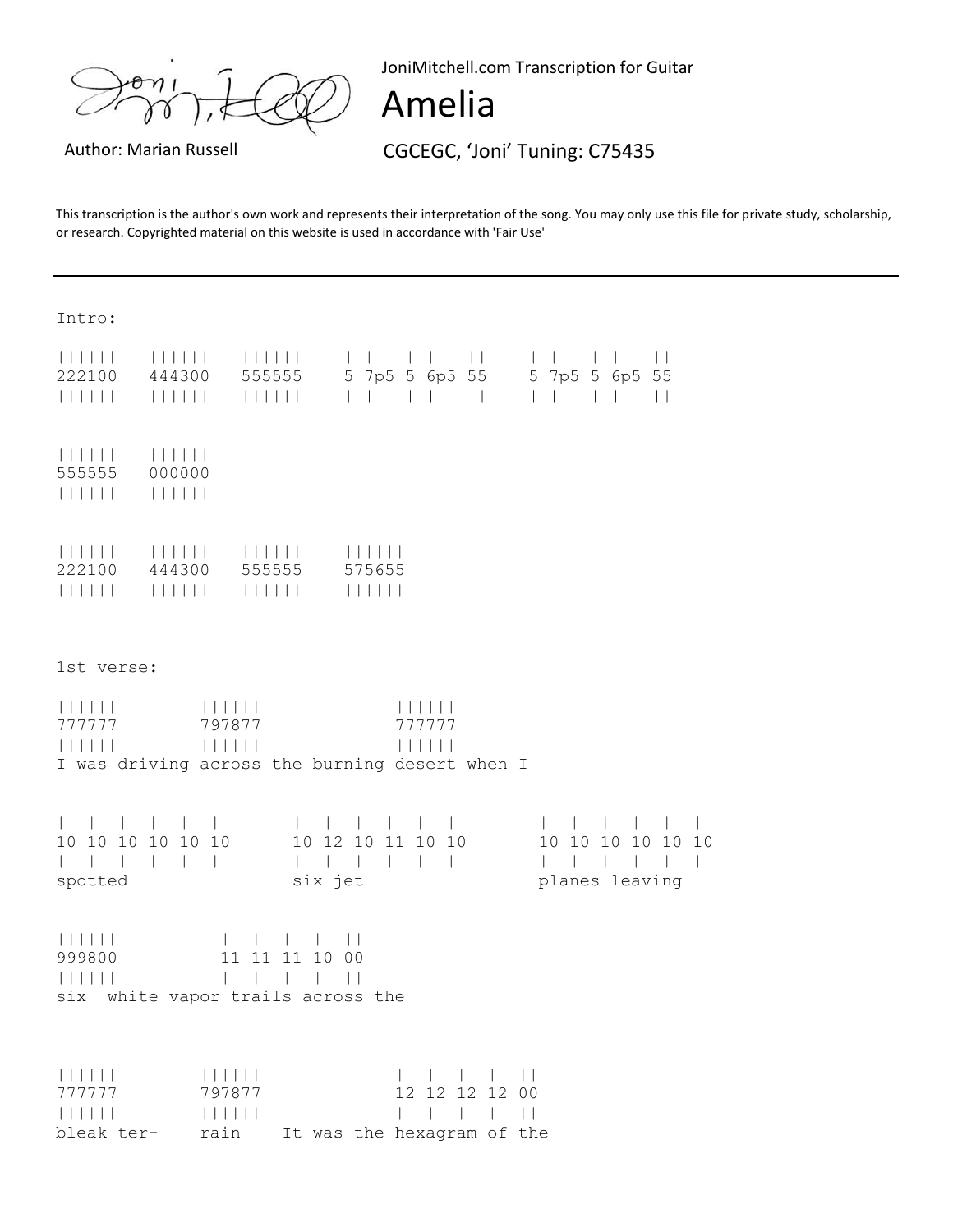JoniMitchell.com Transcription for Guitar

# Amelia

Author: Marian Russell

CGCEGC, 'Joni' Tuning: C75435

This transcription is the author's own work and represents their interpretation of the song. You may only use this file for private study, scholarship, or research. Copyrighted material on this website is used in accordance with 'Fair Use'

---

Intro:

```
||||||   ||||||   ||||||    | |   | |   ||    | |   | |   ||
222100   444300   555555    5 7p5 5 6p5 55    5 7p5 5 6p5 55
||||||   ||||||   ||||||    | |   | |   ||    | |   | |   ||


||||||   ||||||
555555   000000
||||||   ||||||


||||||   ||||||   ||||||    ||||||
222100   444300   555555    575655
||||||   ||||||   ||||||    ||||||
```

1st verse:

```
||||||        ||||||              ||||||
777777        797877              777777
||||||        ||||||              ||||||
I was driving across the burning desert when I


|  |  |  |  |  |      |  |  |  |  |  |       |  |  |  |  |  |
10 10 10 10 10 10     10 12 10 11 10 10      10 10 10 10 10 10
|  |  |  |  |  |      |  |  |  |  |  |       |  |  |  |  |  |
spotted               six jet                planes leaving


||||||          |  |  |  |  ||
999800          11 11 11 10 00
||||||          |  |  |  |  ||
six  white vapor trails across the


||||||        ||||||              |  |  |  |  ||
777777        797877              12 12 12 12 00
||||||        ||||||              |  |  |  |  ||
bleak ter-    rain    It was the hexagram of the
```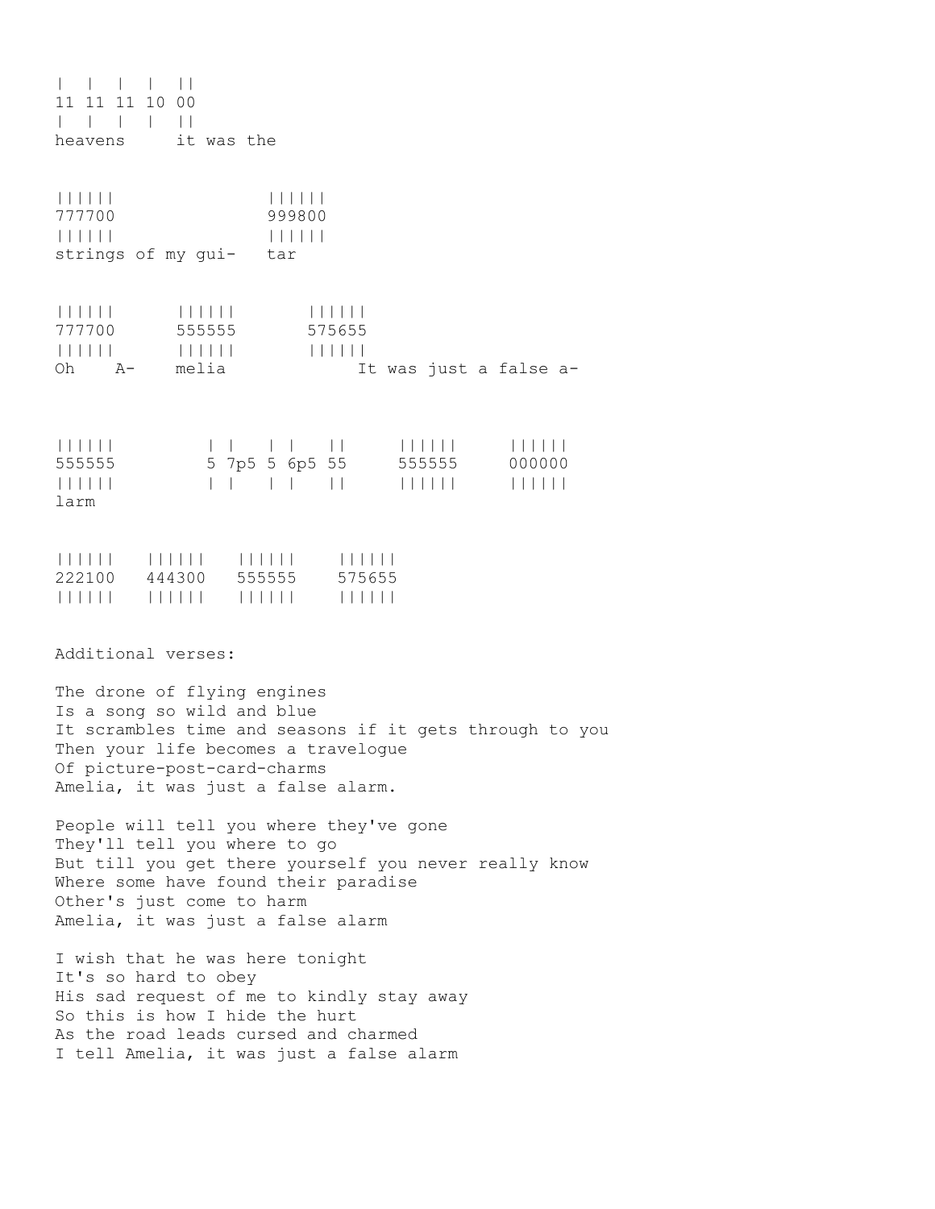```
|  |  |  |  ||
11 11 11 10 00
|  |  |  |  ||
heavens     it was the


||||||               ||||||
777700               999800
||||||               ||||||
strings of my gui-   tar


||||||      ||||||       ||||||
777700      555555       575655
||||||      ||||||       ||||||
Oh    A-    melia             It was just a false a-



||||||         | |   | |   ||     ||||||     ||||||
555555         5 7p5 5 6p5 55     555555     000000
||||||         | |   | |   ||     ||||||     ||||||
larm


||||||   ||||||   ||||||    ||||||
222100   444300   555555    575655
||||||   ||||||   ||||||    ||||||
```

Additional verses:

The drone of flying engines
Is a song so wild and blue
It scrambles time and seasons if it gets through to you
Then your life becomes a travelogue
Of picture-post-card-charms
Amelia, it was just a false alarm.

People will tell you where they've gone
They'll tell you where to go
But till you get there yourself you never really know
Where some have found their paradise
Other's just come to harm
Amelia, it was just a false alarm

I wish that he was here tonight
It's so hard to obey
His sad request of me to kindly stay away
So this is how I hide the hurt
As the road leads cursed and charmed
I tell Amelia, it was just a false alarm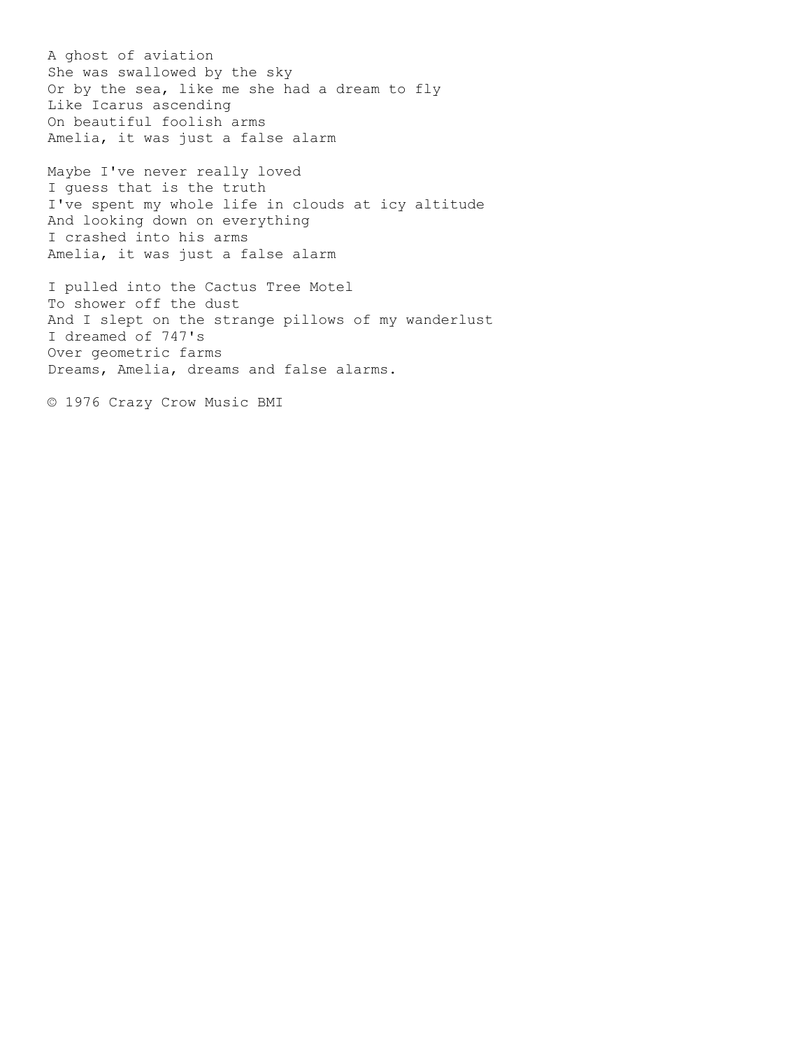A ghost of aviation
She was swallowed by the sky
Or by the sea, like me she had a dream to fly
Like Icarus ascending
On beautiful foolish arms
Amelia, it was just a false alarm

Maybe I've never really loved
I guess that is the truth
I've spent my whole life in clouds at icy altitude
And looking down on everything
I crashed into his arms
Amelia, it was just a false alarm

I pulled into the Cactus Tree Motel
To shower off the dust
And I slept on the strange pillows of my wanderlust
I dreamed of 747's
Over geometric farms
Dreams, Amelia, dreams and false alarms.

© 1976 Crazy Crow Music BMI